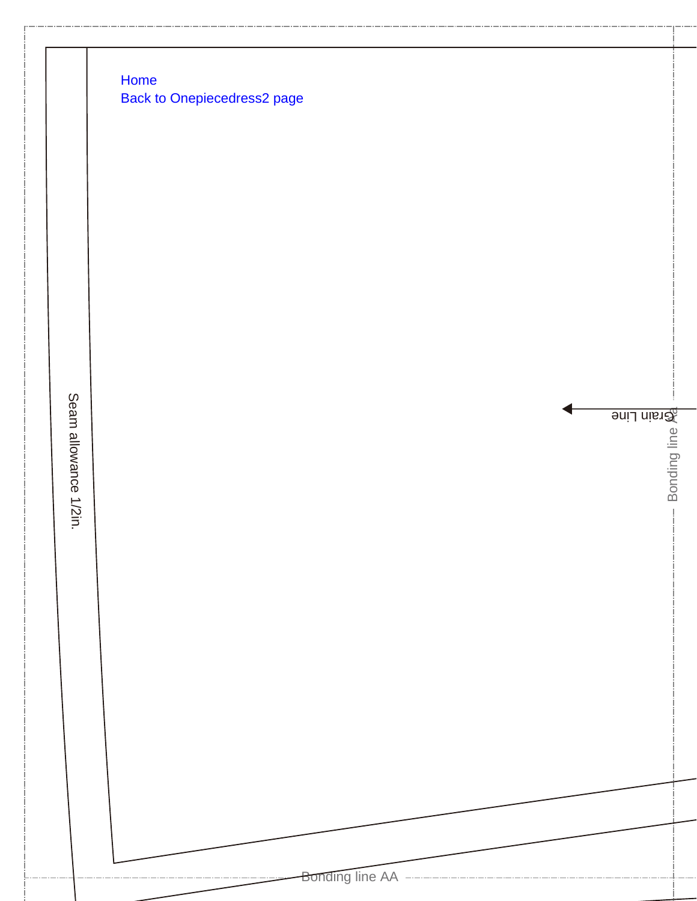Home
Back to Onepiecedress2 page

Seam allowance 1/2in.

Grain Line

Bonding line AA

Bonding line AA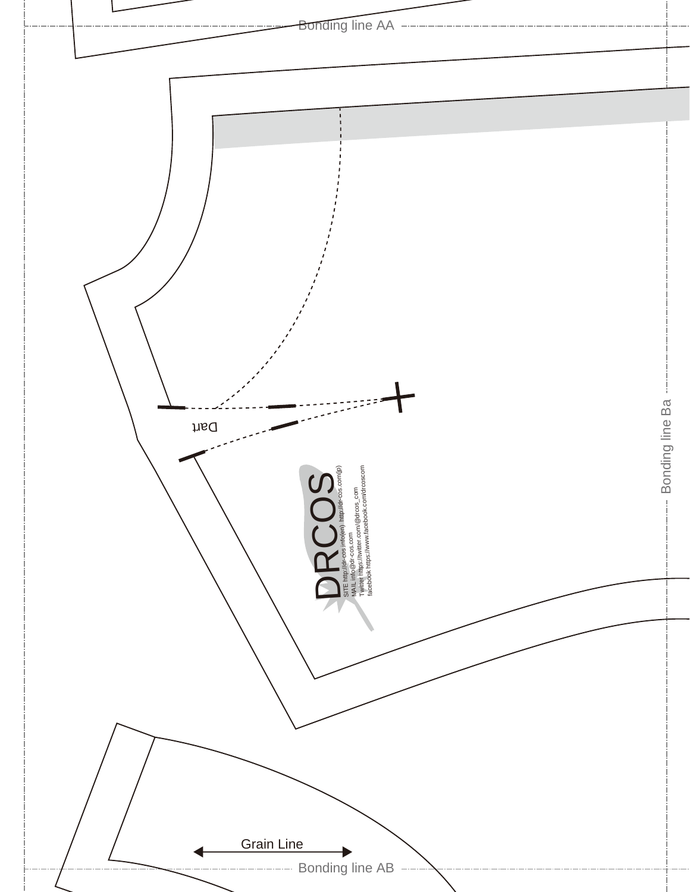Bonding line AA

Dart

DRCOS

SITE http://dr-cos.info(en) http://dr-cos.com(jp)
MAIL info@dr-cos.com
Twitter https://twitter.com/@drcos_com
facebook https://www.facebook.com/drcoscom

Bonding line Ba

Grain Line

Bonding line AB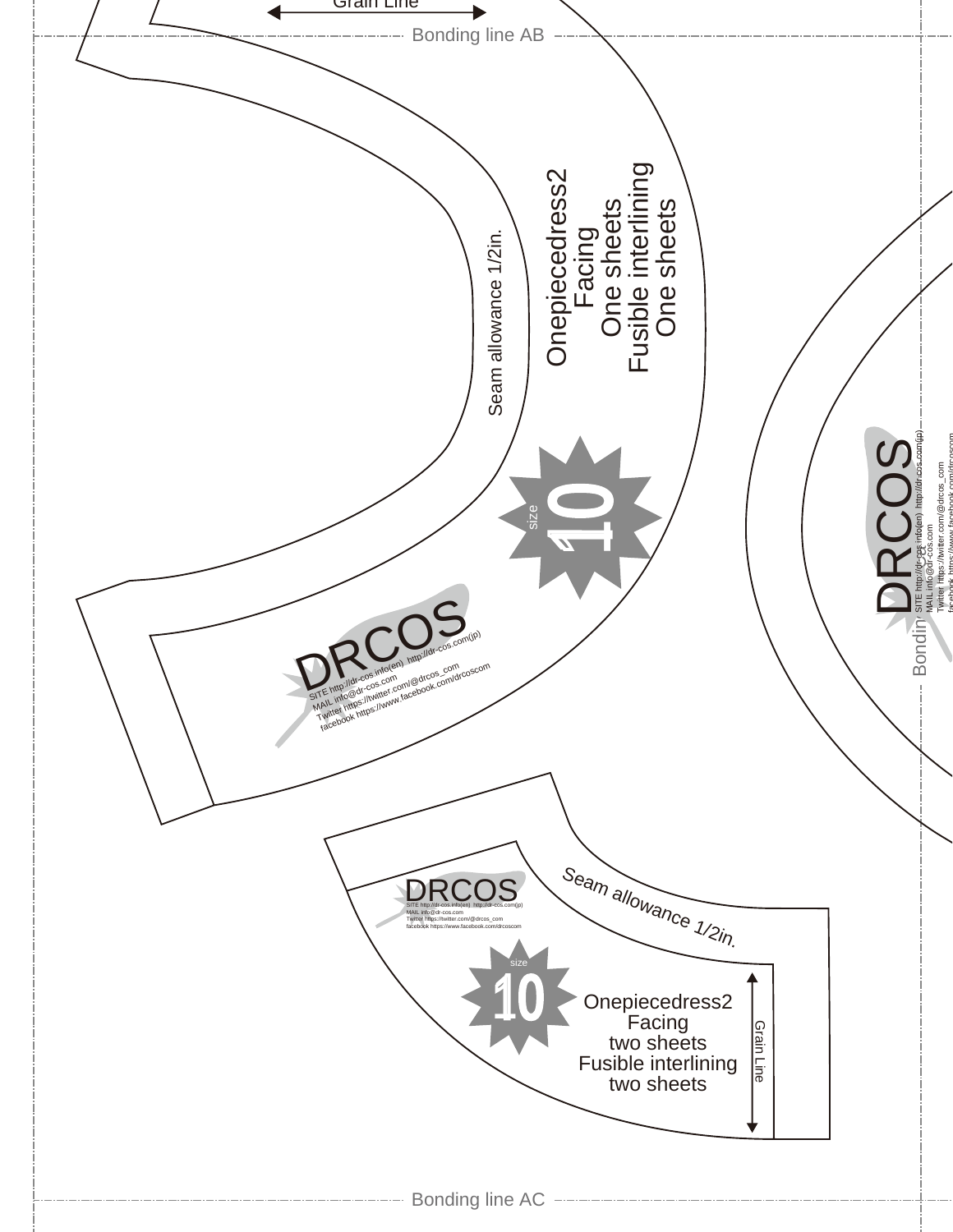Grain Line

Bonding line AB

Seam allowance 1/2in.

Onepiecedress2
Facing
One sheets
Fusible interlining
One sheets

size 10

DRCOS
SITE http://dr-cos.info(en) http://dr-cos.com(jp)
MAIL info@dr-cos.com
Twitter https://twitter.com/@drcos_com
facebook https://www.facebook.com/drcoscom

DRCOS
SITE http://dr-cos.info(en) http://dr-cos.com(jp)
MAIL info@dr-cos.com
Twitter https://twitter.com/@drcos_com
facebook https://www.facebook.com/drcoscom

Bonding

DRCOS
SITE http://dr-cos.info(en) http://dr-cos.com(jp)
MAIL info@dr-cos.com
Twitter https://twitter.com/@drcos_com
facebook https://www.facebook.com/drcoscom

Seam allowance 1/2in.

size 10

Onepiecedress2
Facing
two sheets
Fusible interlining
two sheets

Grain Line

Bonding line AC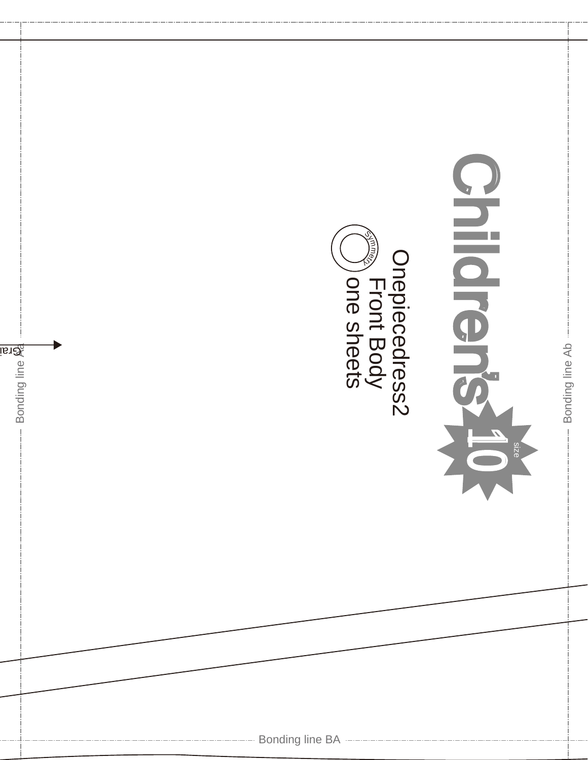Children's

size 10

Onepiecedress2
Front Body
one sheets

Symmetry

Grai

Bonding line Aa

Bonding line Ab

Bonding line BA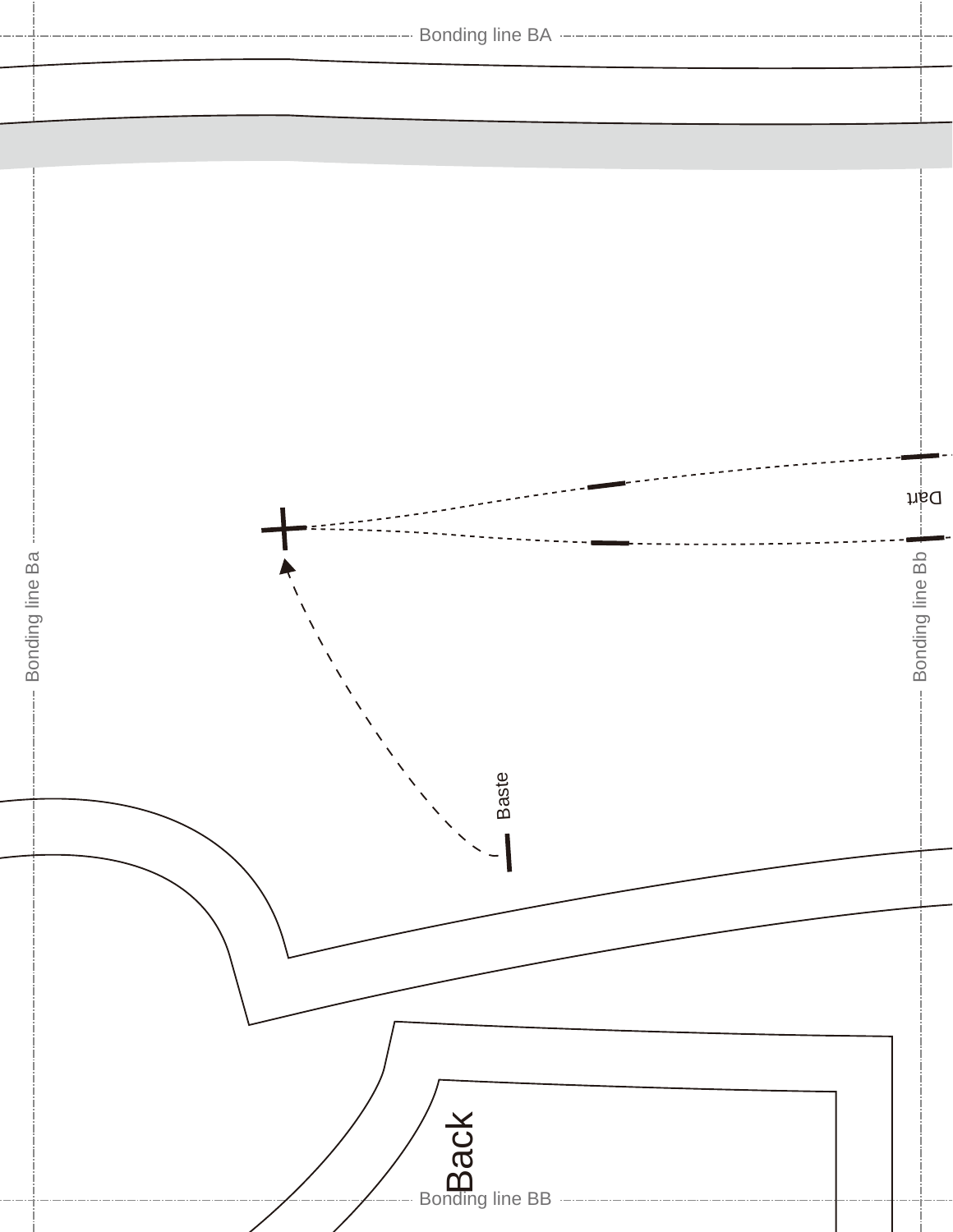Bonding line BA

Bonding line Ba

Bonding line Bb

Dart

Baste

Back

Bonding line BB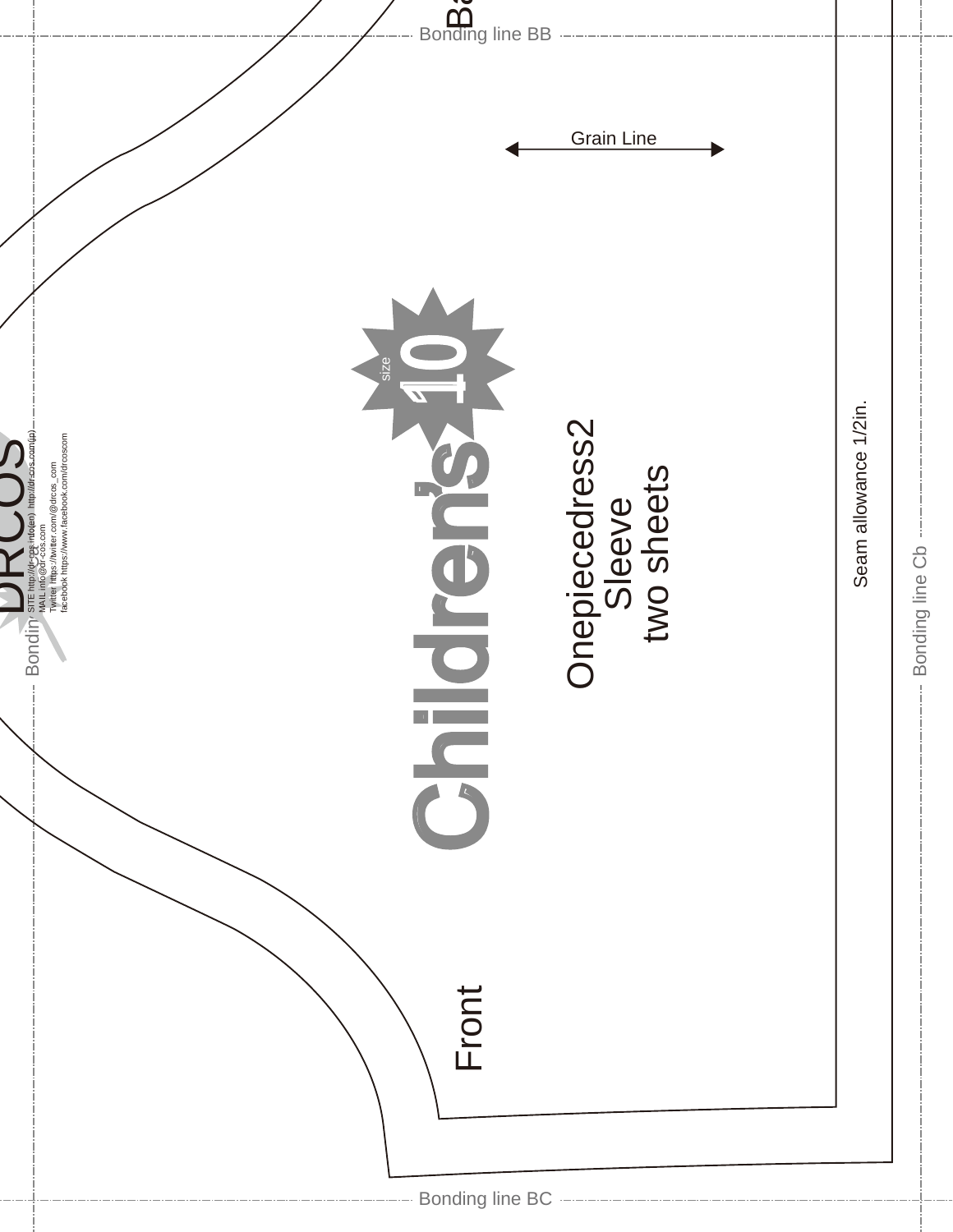Bonding line BB

Grain Line

size 10

Children's

Onepiecedress2
Sleeve
two sheets

Seam allowance 1/2in.

Front

Ba

DRCOS

SITE http://dr-cos.info(en) http://dr-cos.com(jp)
MAIL info@dr-cos.com
Twitter https://twitter.com/@drcos_com
facebook https://www.facebook.com/drcoscom

Bonding line

Bonding line Cb

Bonding line BC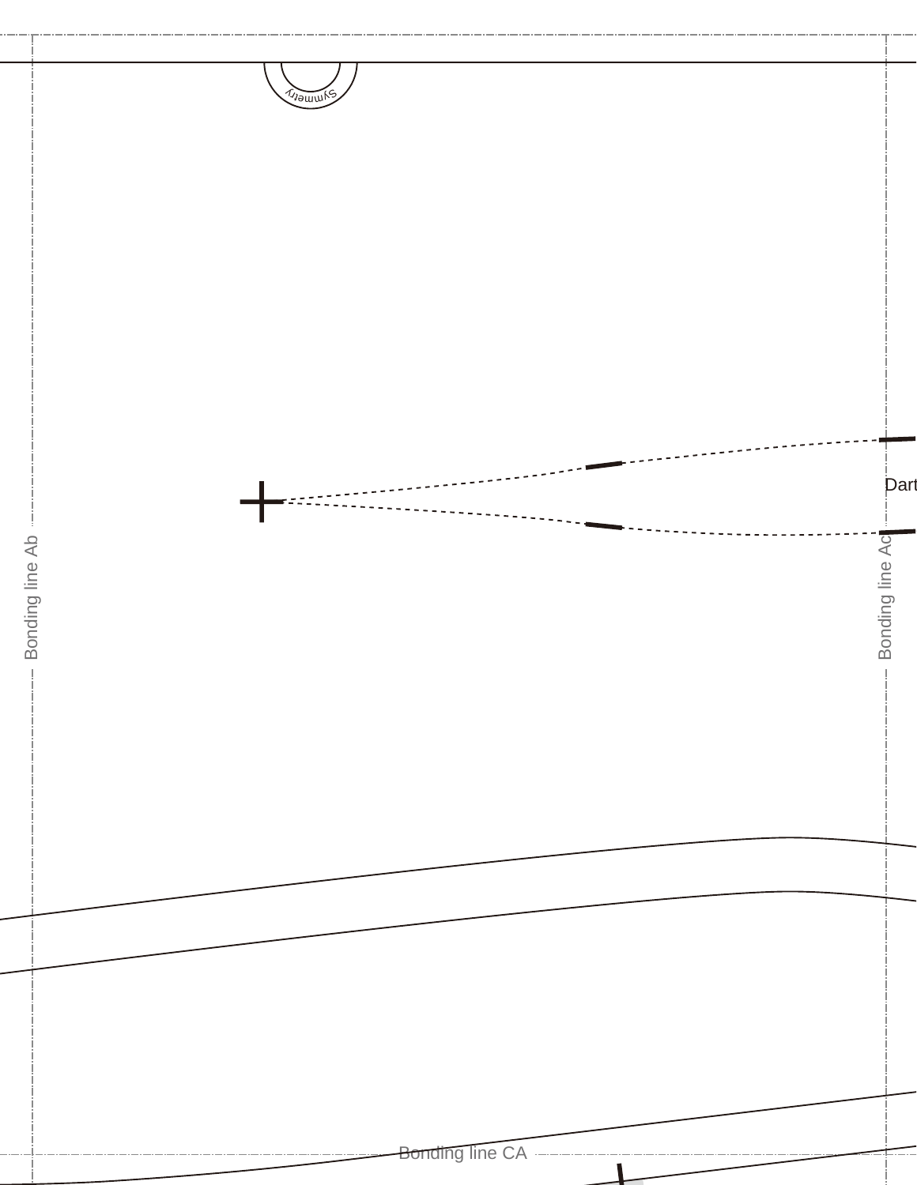Symmetry

Dart

Bonding line Ab

Bonding line Ac

Bonding line CA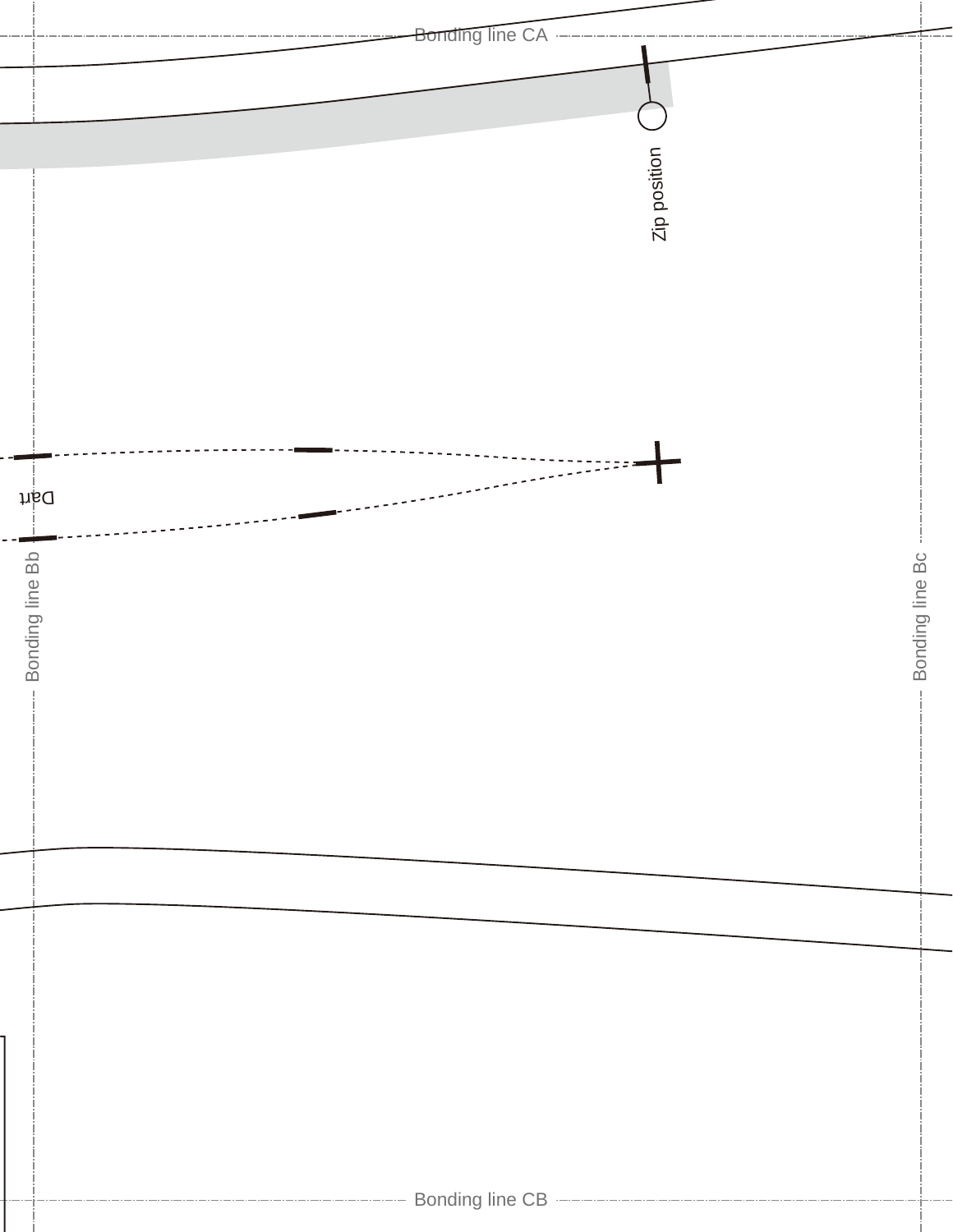Bonding line CA

Zip position

Dart

Bonding line Bb

Bonding line Bc

Bonding line CB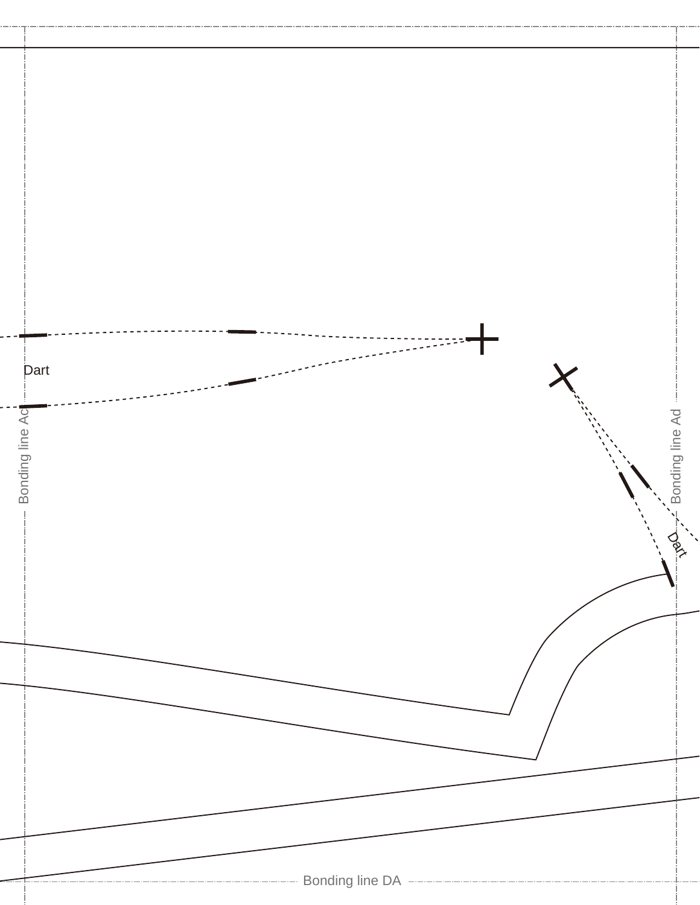Dart

Bonding line Ac

Bonding line Ad

Dart

Bonding line DA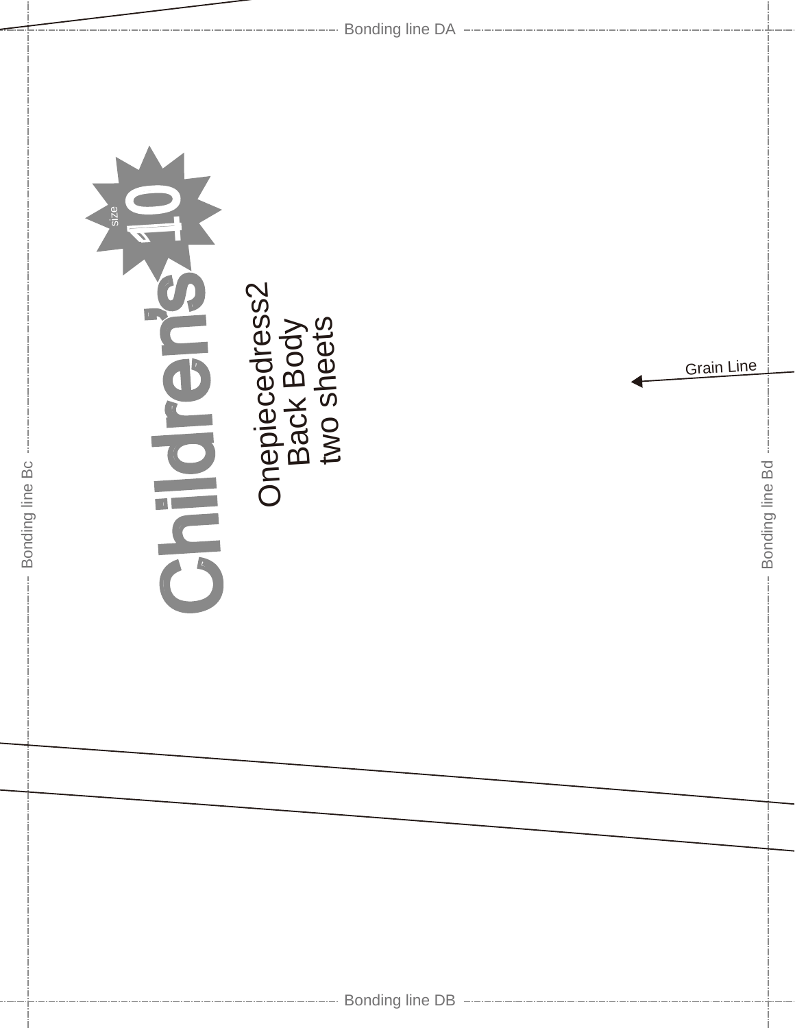Bonding line DA

size 10

Children's

Onepiecedress2
Back Body
two sheets

Grain Line

Bonding line Bc

Bonding line Bd

Bonding line DB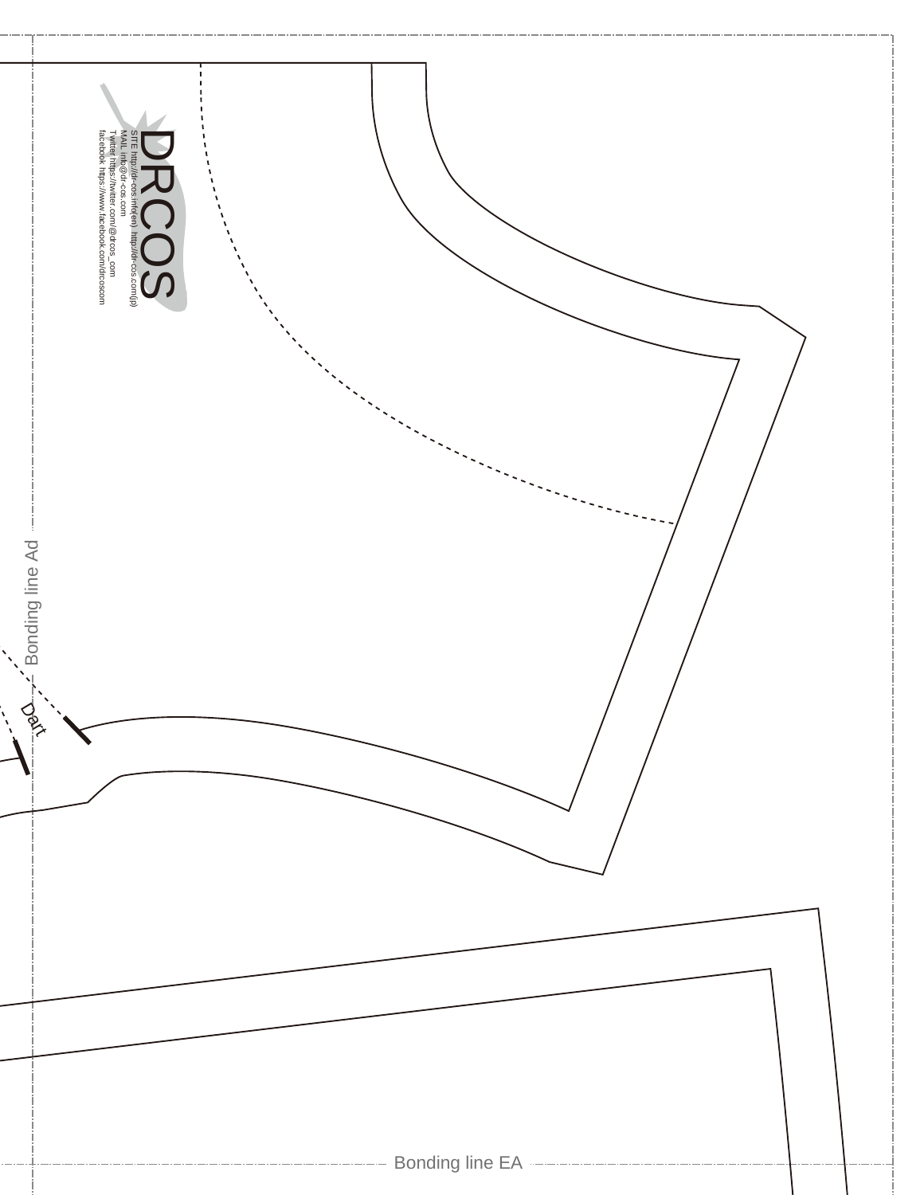DRCOS

SITE http://dr-cos.info(en) http://dr-cos.com(jp)
MAIL info@dr-cos.com
Twitter https://twitter.com/@drcos_com
facebook https://www.facebook.com/drcoscom

Bonding line Ad

Dart

Bonding line EA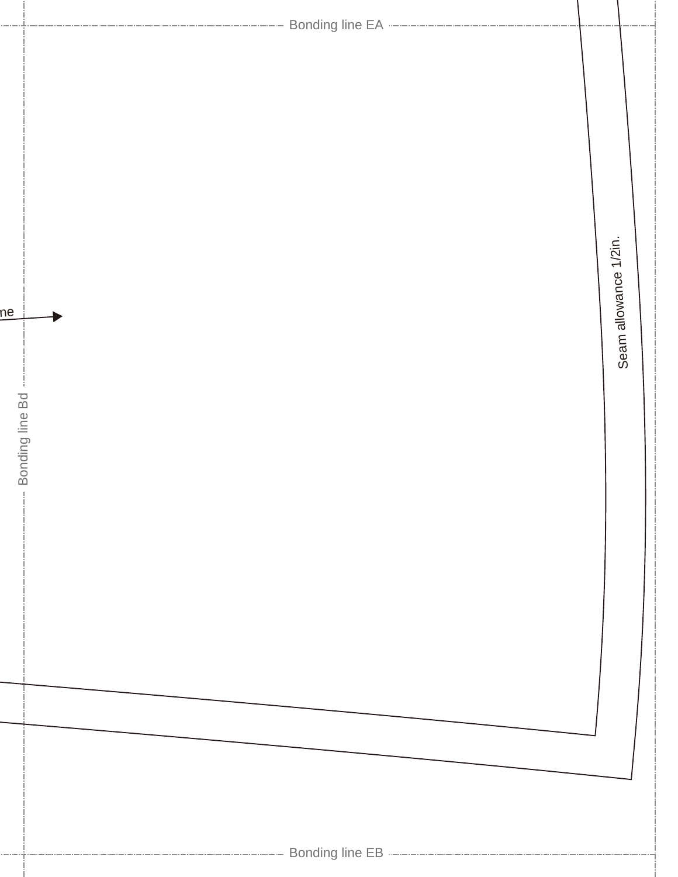Bonding line EA

ne

Seam allowance 1/2in.

Bonding line Bd

Bonding line EB